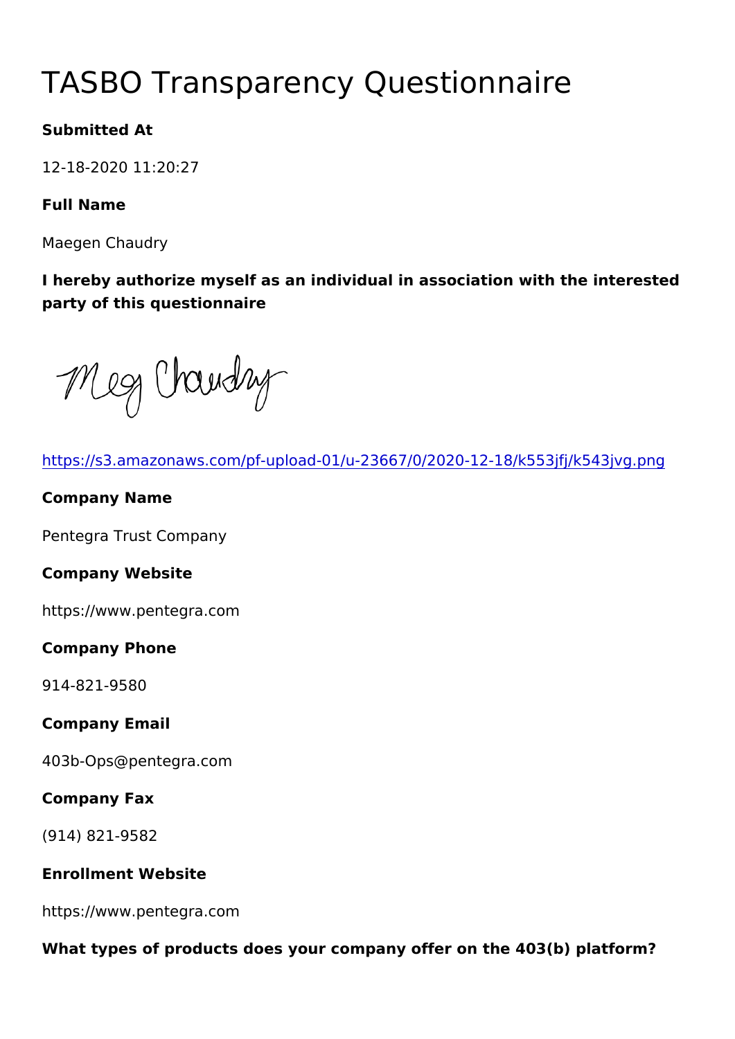# TASBO Transparency Questionnaire

**Submitted At**

12-18-2020 11:20:27

**Full Name**

Maegen Chaudry

**I hereby authorize myself as an individual in association with the interested party of this questionnaire**

https://s3.amazonaws.com/pf-upload-01/u-23667/0/2020-12-18/k553jfj/k543jvg.png

**Company Name**

Pentegra Trust Company

**Company Website**

https://www.pentegra.com

**Company Phone**

914-821-9580

**Company Email**

403b-Ops@pentegra.com

**Company Fax**

(914) 821-9582

**Enrollment Website**

https://www.pentegra.com

**What types of products does your company offer on the 403(b) platform?**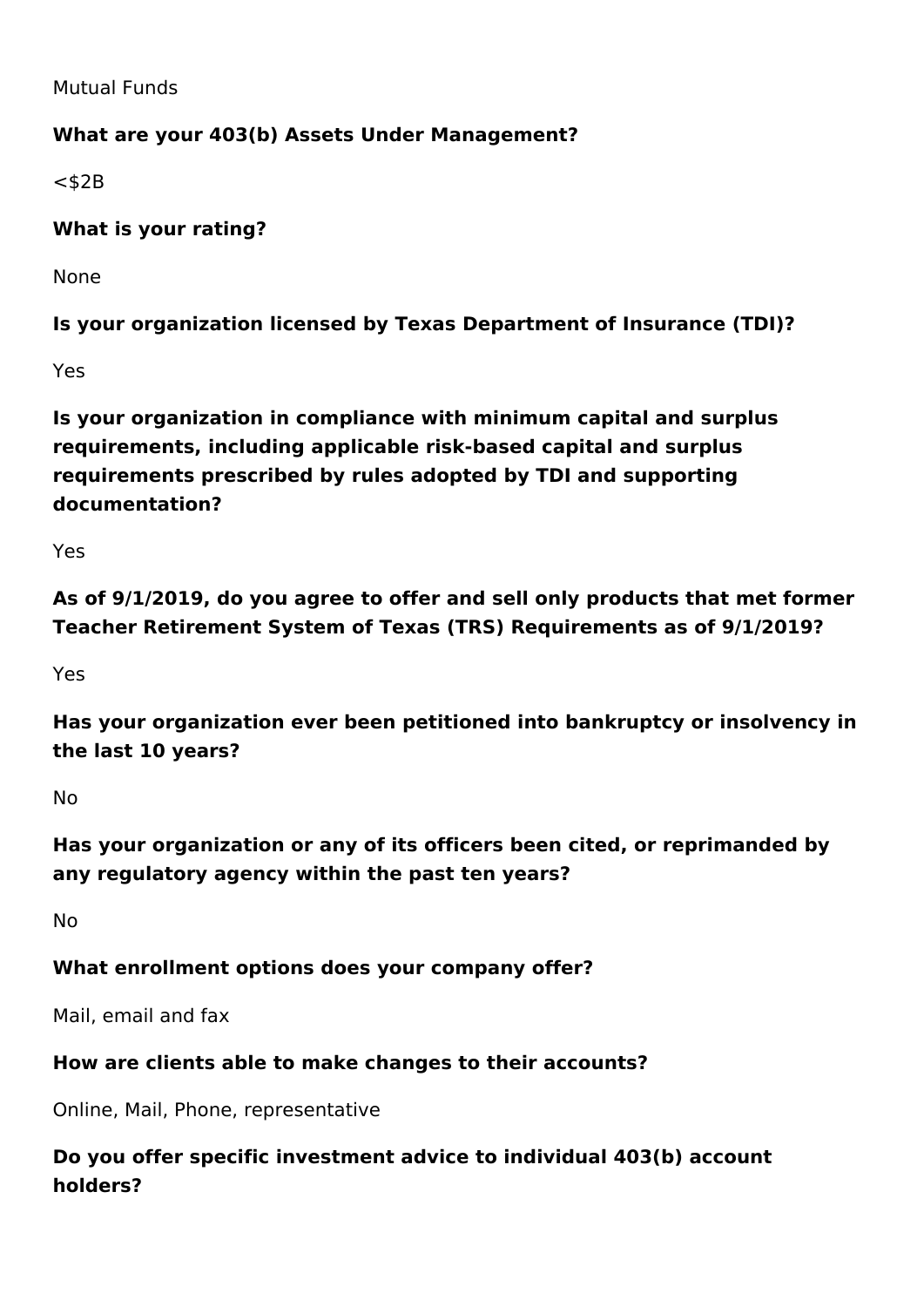Mutual Funds

**What are your 403(b) Assets Under Management?**

<$2B

**What is your rating?**

None

**Is your organization licensed by Texas Department of Insurance (TDI)?**

Yes

**Is your organization in compliance with minimum capital and surplus requirements, including applicable risk-based capital and surplus requirements prescribed by rules adopted by TDI and supporting documentation?**

Yes

**As of 9/1/2019, do you agree to offer and sell only products that met former Teacher Retirement System of Texas (TRS) Requirements as of 9/1/2019?**

Yes

**Has your organization ever been petitioned into bankruptcy or insolvency in the last 10 years?**

No

**Has your organization or any of its officers been cited, or reprimanded by any regulatory agency within the past ten years?**

No

**What enrollment options does your company offer?**

Mail, email and fax

**How are clients able to make changes to their accounts?**

Online, Mail, Phone, representative

**Do you offer specific investment advice to individual 403(b) account holders?**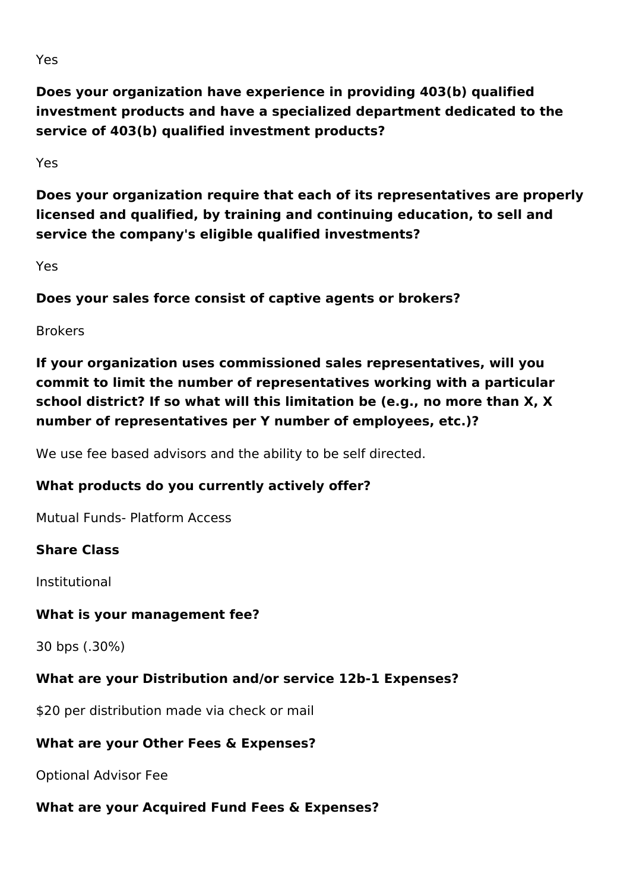Yes

**Does your organization have experience in providing 403(b) qualified investment products and have a specialized department dedicated to the service of 403(b) qualified investment products?**

Yes

**Does your organization require that each of its representatives are properly licensed and qualified, by training and continuing education, to sell and service the company's eligible qualified investments?**

Yes

**Does your sales force consist of captive agents or brokers?**

Brokers

**If your organization uses commissioned sales representatives, will you commit to limit the number of representatives working with a particular school district? If so what will this limitation be (e.g., no more than X, X number of representatives per Y number of employees, etc.)?**

We use fee based advisors and the ability to be self directed.

**What products do you currently actively offer?**

Mutual Funds- Platform Access

**Share Class**

Institutional

**What is your management fee?**

30 bps (.30%)

**What are your Distribution and/or service 12b-1 Expenses?**

$20 per distribution made via check or mail

**What are your Other Fees & Expenses?**

Optional Advisor Fee

**What are your Acquired Fund Fees & Expenses?**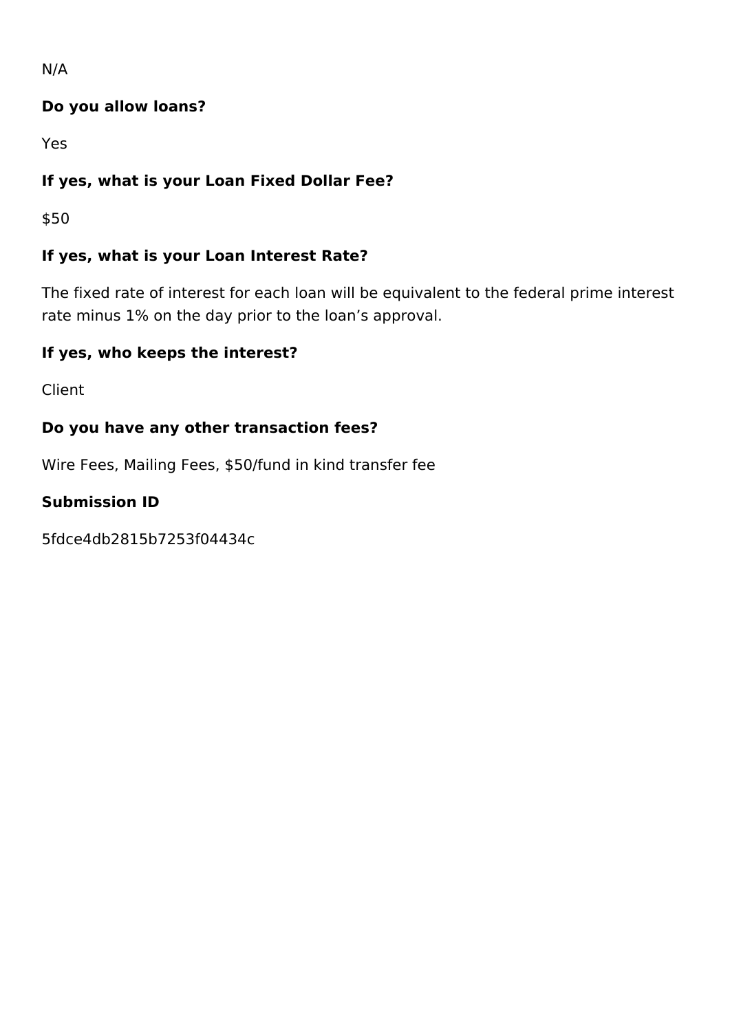N/A

**Do you allow loans?**

Yes

**If yes, what is your Loan Fixed Dollar Fee?**

$50

**If yes, what is your Loan Interest Rate?**

The fixed rate of interest for each loan will be equivalent to the federal prime interest rate minus 1% on the day prior to the loan's approval.

**If yes, who keeps the interest?**

Client

**Do you have any other transaction fees?**

Wire Fees, Mailing Fees, $50/fund in kind transfer fee

**Submission ID**

5fdce4db2815b7253f04434c